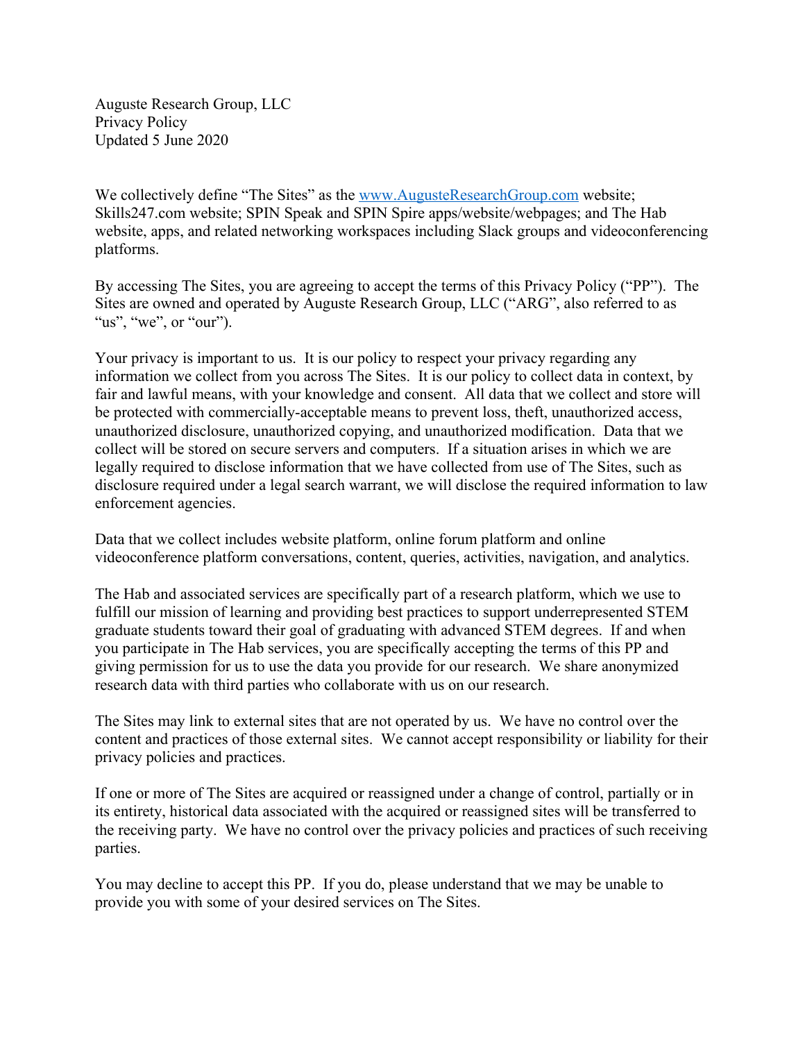Auguste Research Group, LLC
Privacy Policy
Updated 5 June 2020

We collectively define "The Sites" as the [www.AugusteResearchGroup.com](http://www.AugusteResearchGroup.com) website; Skills247.com website; SPIN Speak and SPIN Spire apps/website/webpages; and The Hab website, apps, and related networking workspaces including Slack groups and videoconferencing platforms.

By accessing The Sites, you are agreeing to accept the terms of this Privacy Policy ("PP"). The Sites are owned and operated by Auguste Research Group, LLC ("ARG", also referred to as "us", "we", or "our").

Your privacy is important to us. It is our policy to respect your privacy regarding any information we collect from you across The Sites. It is our policy to collect data in context, by fair and lawful means, with your knowledge and consent. All data that we collect and store will be protected with commercially-acceptable means to prevent loss, theft, unauthorized access, unauthorized disclosure, unauthorized copying, and unauthorized modification. Data that we collect will be stored on secure servers and computers. If a situation arises in which we are legally required to disclose information that we have collected from use of The Sites, such as disclosure required under a legal search warrant, we will disclose the required information to law enforcement agencies.

Data that we collect includes website platform, online forum platform and online videoconference platform conversations, content, queries, activities, navigation, and analytics.

The Hab and associated services are specifically part of a research platform, which we use to fulfill our mission of learning and providing best practices to support underrepresented STEM graduate students toward their goal of graduating with advanced STEM degrees. If and when you participate in The Hab services, you are specifically accepting the terms of this PP and giving permission for us to use the data you provide for our research. We share anonymized research data with third parties who collaborate with us on our research.

The Sites may link to external sites that are not operated by us. We have no control over the content and practices of those external sites. We cannot accept responsibility or liability for their privacy policies and practices.

If one or more of The Sites are acquired or reassigned under a change of control, partially or in its entirety, historical data associated with the acquired or reassigned sites will be transferred to the receiving party. We have no control over the privacy policies and practices of such receiving parties.

You may decline to accept this PP. If you do, please understand that we may be unable to provide you with some of your desired services on The Sites.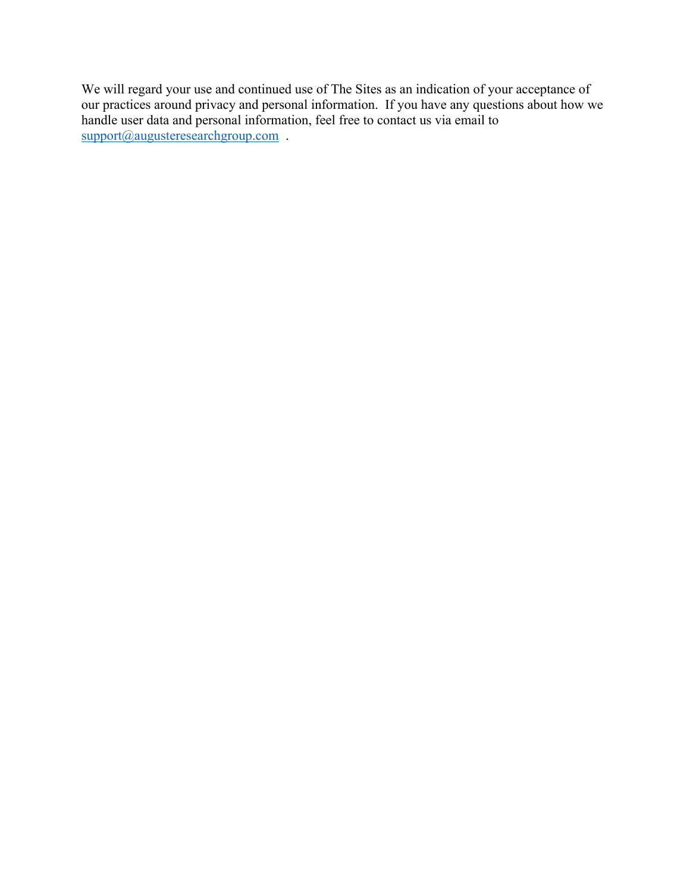We will regard your use and continued use of The Sites as an indication of your acceptance of our practices around privacy and personal information. If you have any questions about how we handle user data and personal information, feel free to contact us via email to support@augusteresearchgroup.com .